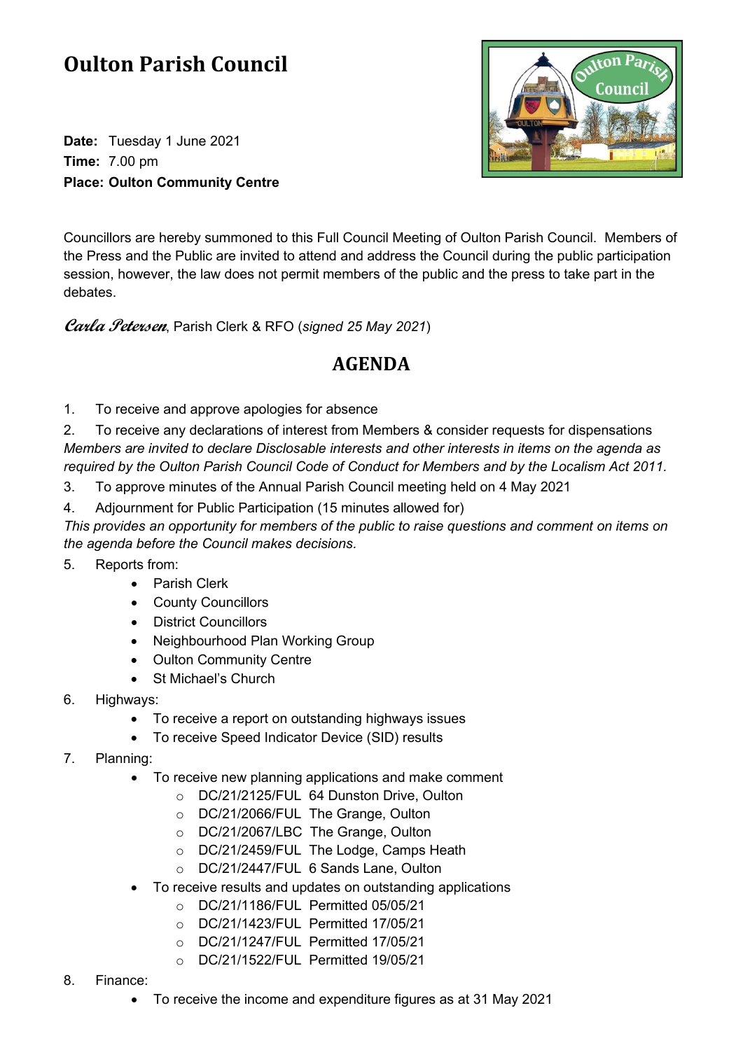# Oulton Parish Council

**Date:** Tuesday 1 June 2021
**Time:** 7.00 pm
**Place: Oulton Community Centre**

Councillors are hereby summoned to this Full Council Meeting of Oulton Parish Council. Members of the Press and the Public are invited to attend and address the Council during the public participation session, however, the law does not permit members of the public and the press to take part in the debates.

*Carla Petersen*, Parish Clerk & RFO (*signed 25 May 2021*)

## AGENDA

1. To receive and approve apologies for absence
2. To receive any declarations of interest from Members & consider requests for dispensations

*Members are invited to declare Disclosable interests and other interests in items on the agenda as required by the Oulton Parish Council Code of Conduct for Members and by the Localism Act 2011.*

3. To approve minutes of the Annual Parish Council meeting held on 4 May 2021
4. Adjournment for Public Participation (15 minutes allowed for)

*This provides an opportunity for members of the public to raise questions and comment on items on the agenda before the Council makes decisions.*

5. Reports from:
   - Parish Clerk
   - County Councillors
   - District Councillors
   - Neighbourhood Plan Working Group
   - Oulton Community Centre
   - St Michael's Church
6. Highways:
   - To receive a report on outstanding highways issues
   - To receive Speed Indicator Device (SID) results
7. Planning:
   - To receive new planning applications and make comment
     - DC/21/2125/FUL 64 Dunston Drive, Oulton
     - DC/21/2066/FUL The Grange, Oulton
     - DC/21/2067/LBC The Grange, Oulton
     - DC/21/2459/FUL The Lodge, Camps Heath
     - DC/21/2447/FUL 6 Sands Lane, Oulton
   - To receive results and updates on outstanding applications
     - DC/21/1186/FUL Permitted 05/05/21
     - DC/21/1423/FUL Permitted 17/05/21
     - DC/21/1247/FUL Permitted 17/05/21
     - DC/21/1522/FUL Permitted 19/05/21
8. Finance:
   - To receive the income and expenditure figures as at 31 May 2021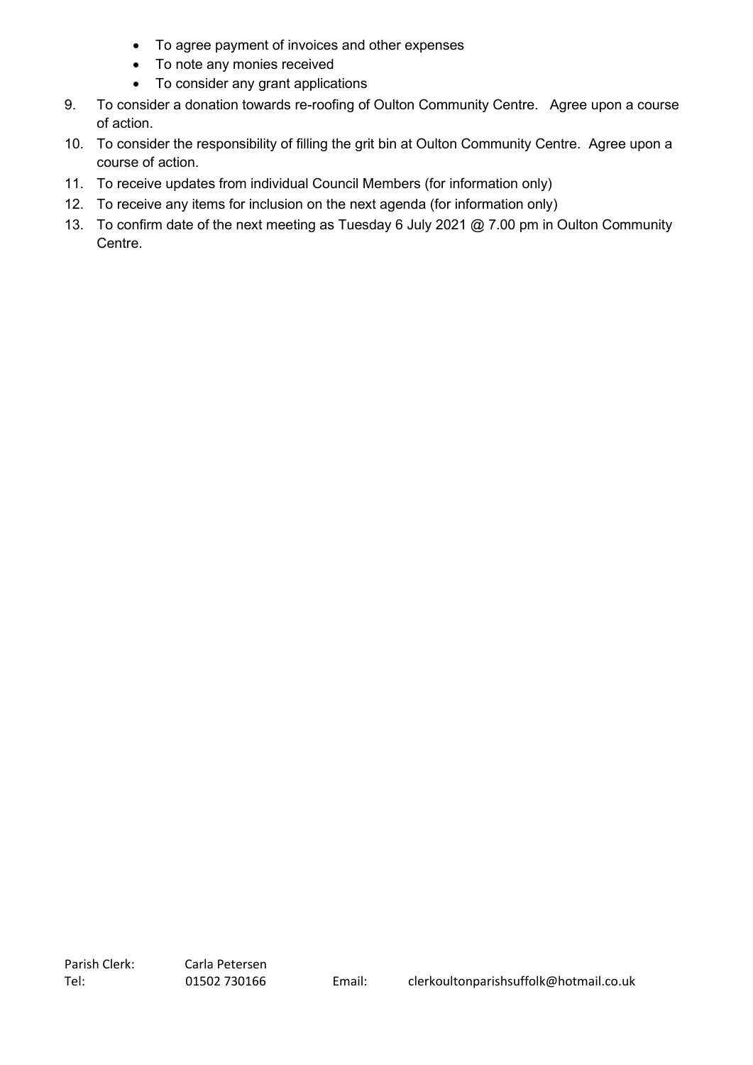- To agree payment of invoices and other expenses
- To note any monies received
- To consider any grant applications

9. To consider a donation towards re-roofing of Oulton Community Centre. Agree upon a course of action.
10. To consider the responsibility of filling the grit bin at Oulton Community Centre. Agree upon a course of action.
11. To receive updates from individual Council Members (for information only)
12. To receive any items for inclusion on the next agenda (for information only)
13. To confirm date of the next meeting as Tuesday 6 July 2021 @ 7.00 pm in Oulton Community Centre.

Parish Clerk: Carla Petersen
Tel: 01502 730166 Email: clerkoultonparishsuffolk@hotmail.co.uk